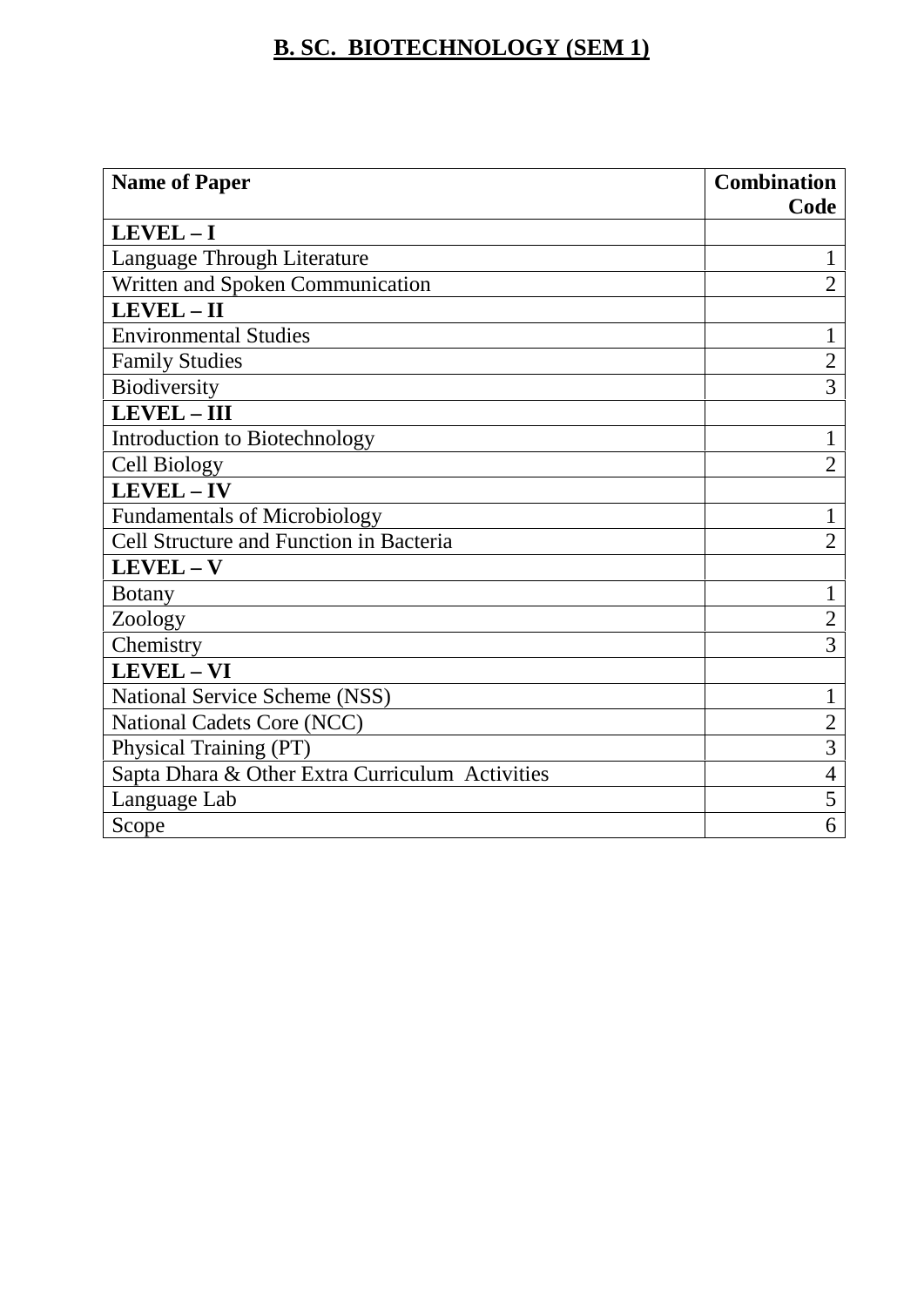# B. SC. BIOTECHNOLOGY (SEM 1)

| Name of Paper | Combination Code |
|---|---|
| **LEVEL – I** | |
| Language Through Literature | 1 |
| Written and Spoken Communication | 2 |
| **LEVEL – II** | |
| Environmental Studies | 1 |
| Family Studies | 2 |
| Biodiversity | 3 |
| **LEVEL – III** | |
| Introduction to Biotechnology | 1 |
| Cell Biology | 2 |
| **LEVEL – IV** | |
| Fundamentals of Microbiology | 1 |
| Cell Structure and Function in Bacteria | 2 |
| **LEVEL – V** | |
| Botany | 1 |
| Zoology | 2 |
| Chemistry | 3 |
| **LEVEL – VI** | |
| National Service Scheme (NSS) | 1 |
| National Cadets Core (NCC) | 2 |
| Physical Training (PT) | 3 |
| Sapta Dhara & Other Extra Curriculum Activities | 4 |
| Language Lab | 5 |
| Scope | 6 |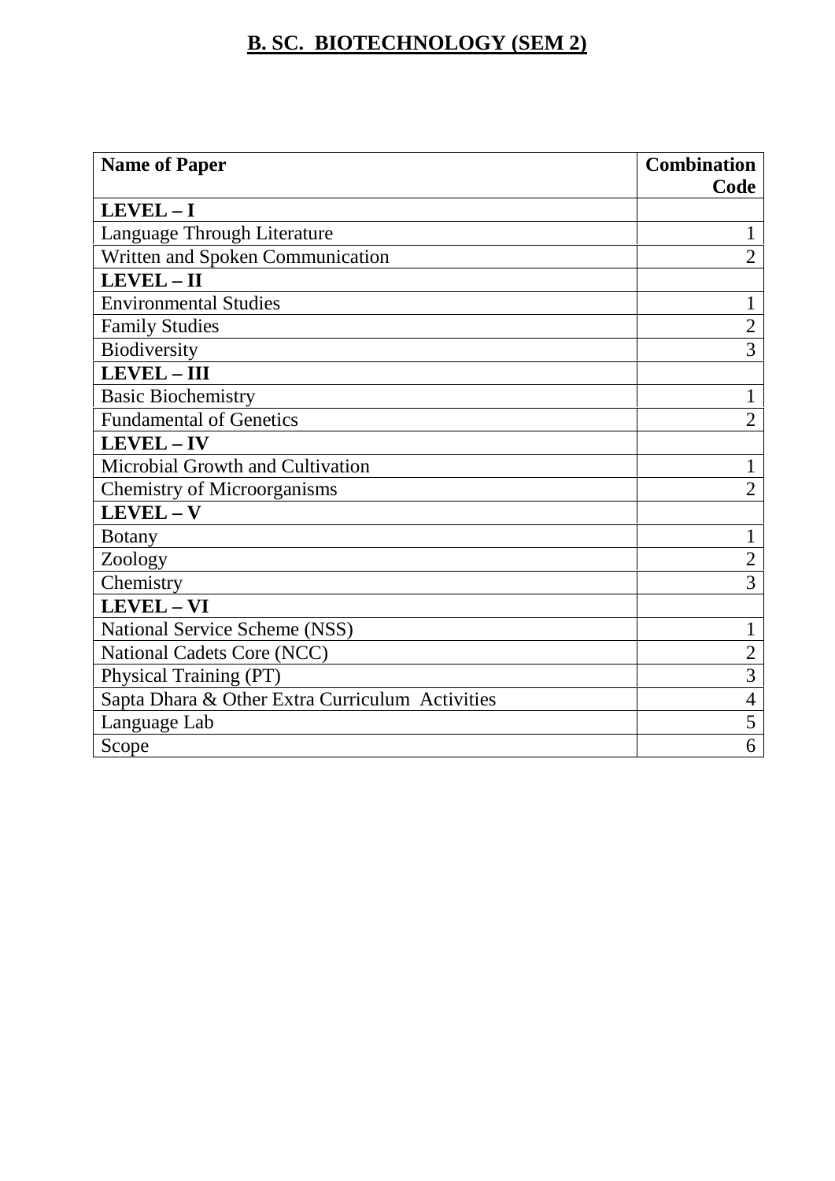# B. SC. BIOTECHNOLOGY (SEM 2)

| Name of Paper | Combination Code |
|---|---|
| **LEVEL – I** | |
| Language Through Literature | 1 |
| Written and Spoken Communication | 2 |
| **LEVEL – II** | |
| Environmental Studies | 1 |
| Family Studies | 2 |
| Biodiversity | 3 |
| **LEVEL – III** | |
| Basic Biochemistry | 1 |
| Fundamental of Genetics | 2 |
| **LEVEL – IV** | |
| Microbial Growth and Cultivation | 1 |
| Chemistry of Microorganisms | 2 |
| **LEVEL – V** | |
| Botany | 1 |
| Zoology | 2 |
| Chemistry | 3 |
| **LEVEL – VI** | |
| National Service Scheme (NSS) | 1 |
| National Cadets Core (NCC) | 2 |
| Physical Training (PT) | 3 |
| Sapta Dhara & Other Extra Curriculum Activities | 4 |
| Language Lab | 5 |
| Scope | 6 |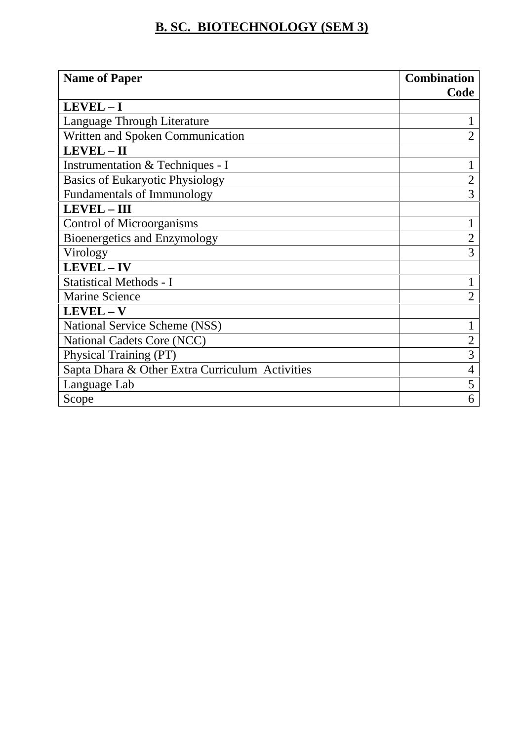# B. SC. BIOTECHNOLOGY (SEM 3)

| Name of Paper | Combination Code |
|---|---|
| **LEVEL – I** | |
| Language Through Literature | 1 |
| Written and Spoken Communication | 2 |
| **LEVEL – II** | |
| Instrumentation & Techniques - I | 1 |
| Basics of Eukaryotic Physiology | 2 |
| Fundamentals of Immunology | 3 |
| **LEVEL – III** | |
| Control of Microorganisms | 1 |
| Bioenergetics and Enzymology | 2 |
| Virology | 3 |
| **LEVEL – IV** | |
| Statistical Methods - I | 1 |
| Marine Science | 2 |
| **LEVEL – V** | |
| National Service Scheme (NSS) | 1 |
| National Cadets Core (NCC) | 2 |
| Physical Training (PT) | 3 |
| Sapta Dhara & Other Extra Curriculum Activities | 4 |
| Language Lab | 5 |
| Scope | 6 |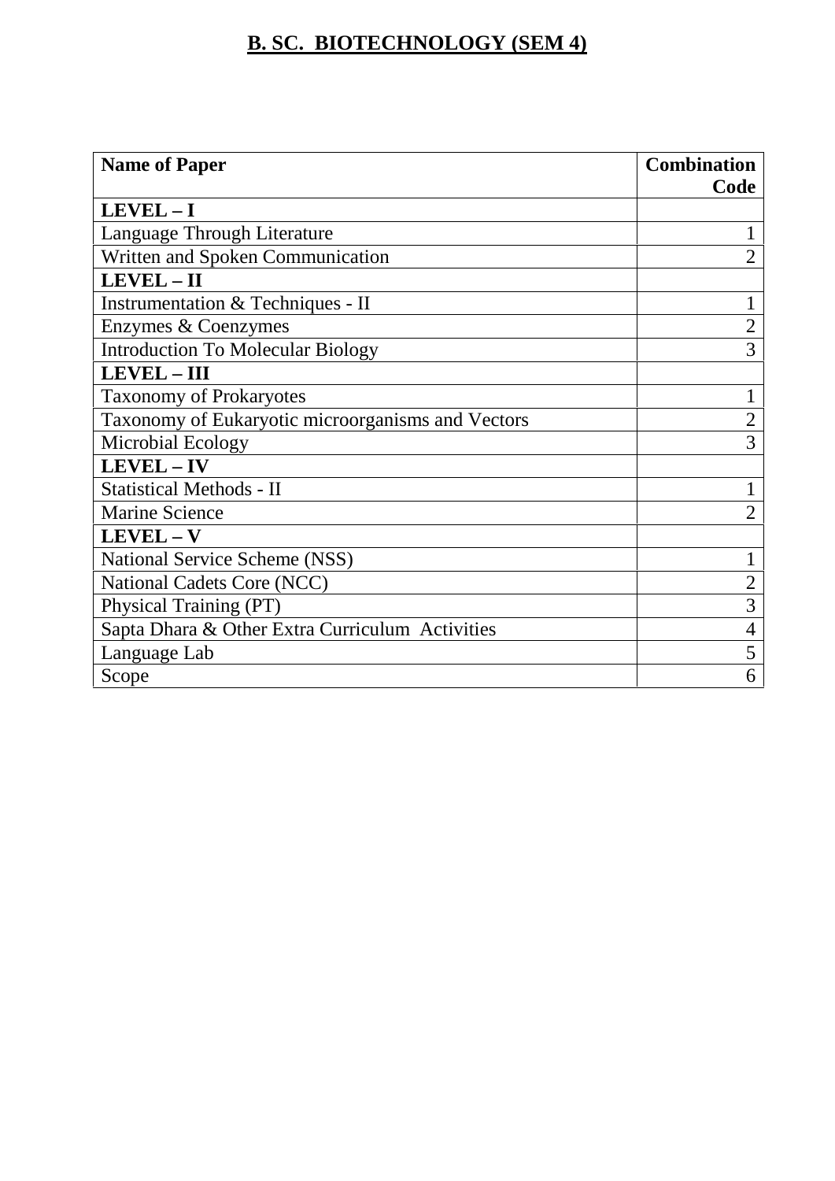# B. SC. BIOTECHNOLOGY (SEM 4)

| Name of Paper | Combination Code |
|---|---|
| **LEVEL – I** | |
| Language Through Literature | 1 |
| Written and Spoken Communication | 2 |
| **LEVEL – II** | |
| Instrumentation & Techniques - II | 1 |
| Enzymes & Coenzymes | 2 |
| Introduction To Molecular Biology | 3 |
| **LEVEL – III** | |
| Taxonomy of Prokaryotes | 1 |
| Taxonomy of Eukaryotic microorganisms and Vectors | 2 |
| Microbial Ecology | 3 |
| **LEVEL – IV** | |
| Statistical Methods - II | 1 |
| Marine Science | 2 |
| **LEVEL – V** | |
| National Service Scheme (NSS) | 1 |
| National Cadets Core (NCC) | 2 |
| Physical Training (PT) | 3 |
| Sapta Dhara & Other Extra Curriculum Activities | 4 |
| Language Lab | 5 |
| Scope | 6 |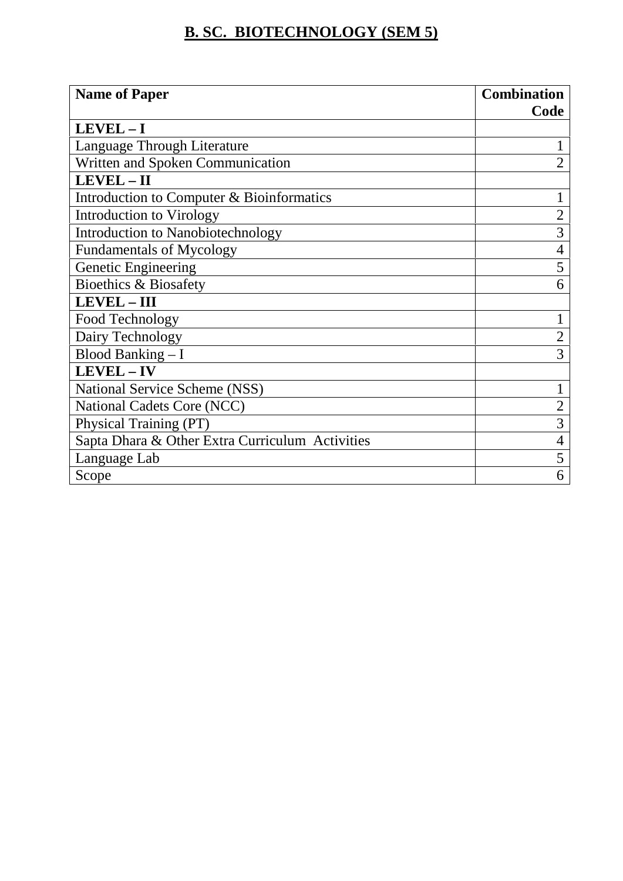# B. SC. BIOTECHNOLOGY (SEM 5)

| Name of Paper | Combination Code |
|---|---|
| **LEVEL – I** | |
| Language Through Literature | 1 |
| Written and Spoken Communication | 2 |
| **LEVEL – II** | |
| Introduction to Computer & Bioinformatics | 1 |
| Introduction to Virology | 2 |
| Introduction to Nanobiotechnology | 3 |
| Fundamentals of Mycology | 4 |
| Genetic Engineering | 5 |
| Bioethics & Biosafety | 6 |
| **LEVEL – III** | |
| Food Technology | 1 |
| Dairy Technology | 2 |
| Blood Banking – I | 3 |
| **LEVEL – IV** | |
| National Service Scheme (NSS) | 1 |
| National Cadets Core (NCC) | 2 |
| Physical Training (PT) | 3 |
| Sapta Dhara & Other Extra Curriculum Activities | 4 |
| Language Lab | 5 |
| Scope | 6 |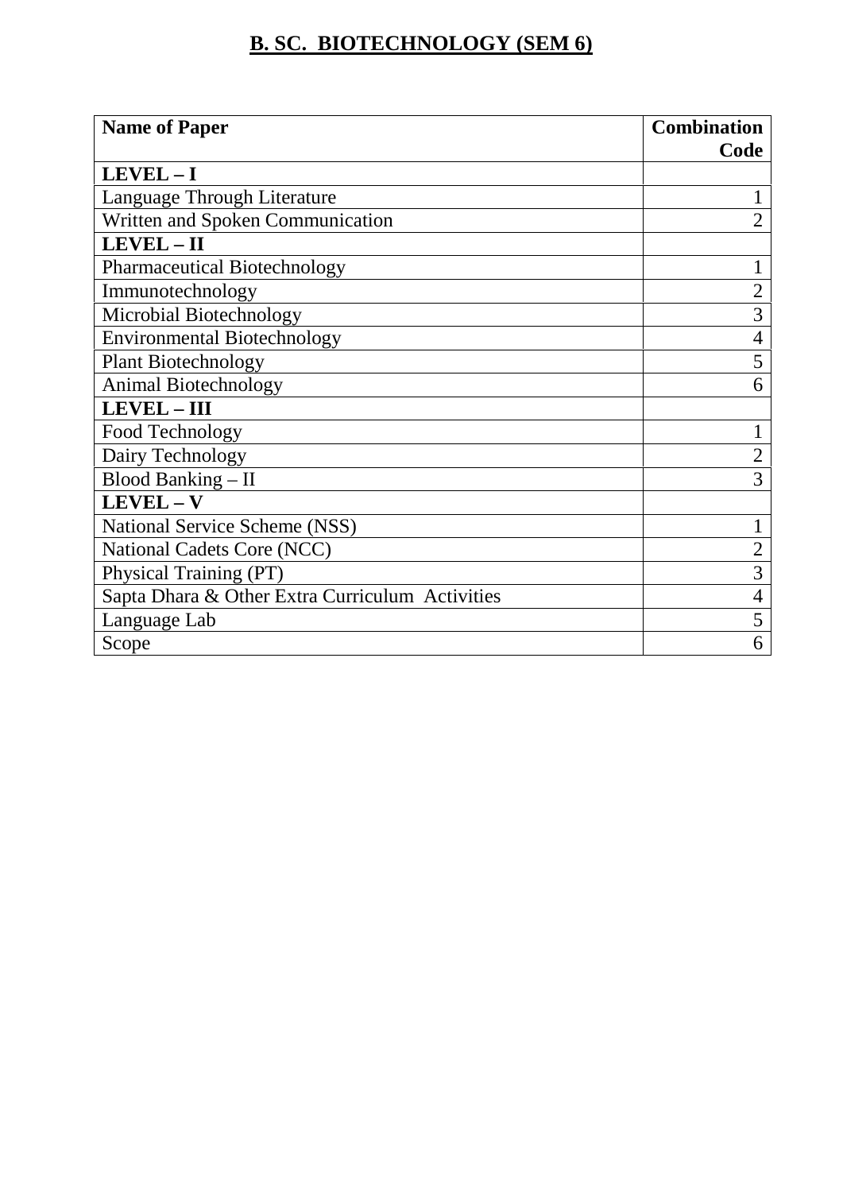# B. SC. BIOTECHNOLOGY (SEM 6)

| Name of Paper | Combination Code |
|---|---|
| **LEVEL – I** | |
| Language Through Literature | 1 |
| Written and Spoken Communication | 2 |
| **LEVEL – II** | |
| Pharmaceutical Biotechnology | 1 |
| Immunotechnology | 2 |
| Microbial Biotechnology | 3 |
| Environmental Biotechnology | 4 |
| Plant Biotechnology | 5 |
| Animal Biotechnology | 6 |
| **LEVEL – III** | |
| Food Technology | 1 |
| Dairy Technology | 2 |
| Blood Banking – II | 3 |
| **LEVEL – V** | |
| National Service Scheme (NSS) | 1 |
| National Cadets Core (NCC) | 2 |
| Physical Training (PT) | 3 |
| Sapta Dhara & Other Extra Curriculum Activities | 4 |
| Language Lab | 5 |
| Scope | 6 |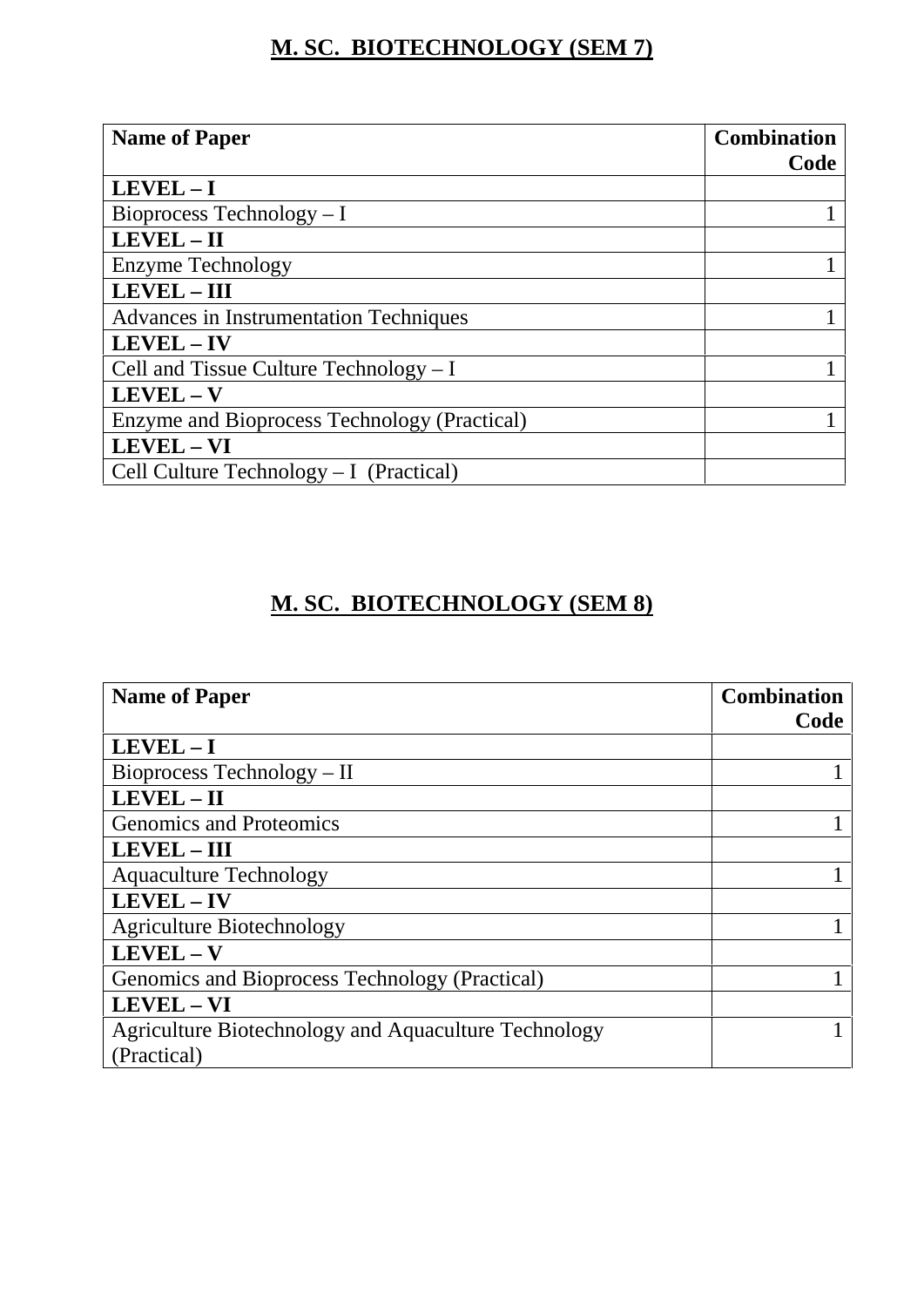# **M. SC. BIOTECHNOLOGY (SEM 7)**

| **Name of Paper** | **Combination Code** |
|---|---|
| **LEVEL – I** | |
| Bioprocess Technology – I | 1 |
| **LEVEL – II** | |
| Enzyme Technology | 1 |
| **LEVEL – III** | |
| Advances in Instrumentation Techniques | 1 |
| **LEVEL – IV** | |
| Cell and Tissue Culture Technology – I | 1 |
| **LEVEL – V** | |
| Enzyme and Bioprocess Technology (Practical) | 1 |
| **LEVEL – VI** | |
| Cell Culture Technology – I (Practical) | |

# **M. SC. BIOTECHNOLOGY (SEM 8)**

| **Name of Paper** | **Combination Code** |
|---|---|
| **LEVEL – I** | |
| Bioprocess Technology – II | 1 |
| **LEVEL – II** | |
| Genomics and Proteomics | 1 |
| **LEVEL – III** | |
| Aquaculture Technology | 1 |
| **LEVEL – IV** | |
| Agriculture Biotechnology | 1 |
| **LEVEL – V** | |
| Genomics and Bioprocess Technology (Practical) | 1 |
| **LEVEL – VI** | |
| Agriculture Biotechnology and Aquaculture Technology (Practical) | 1 |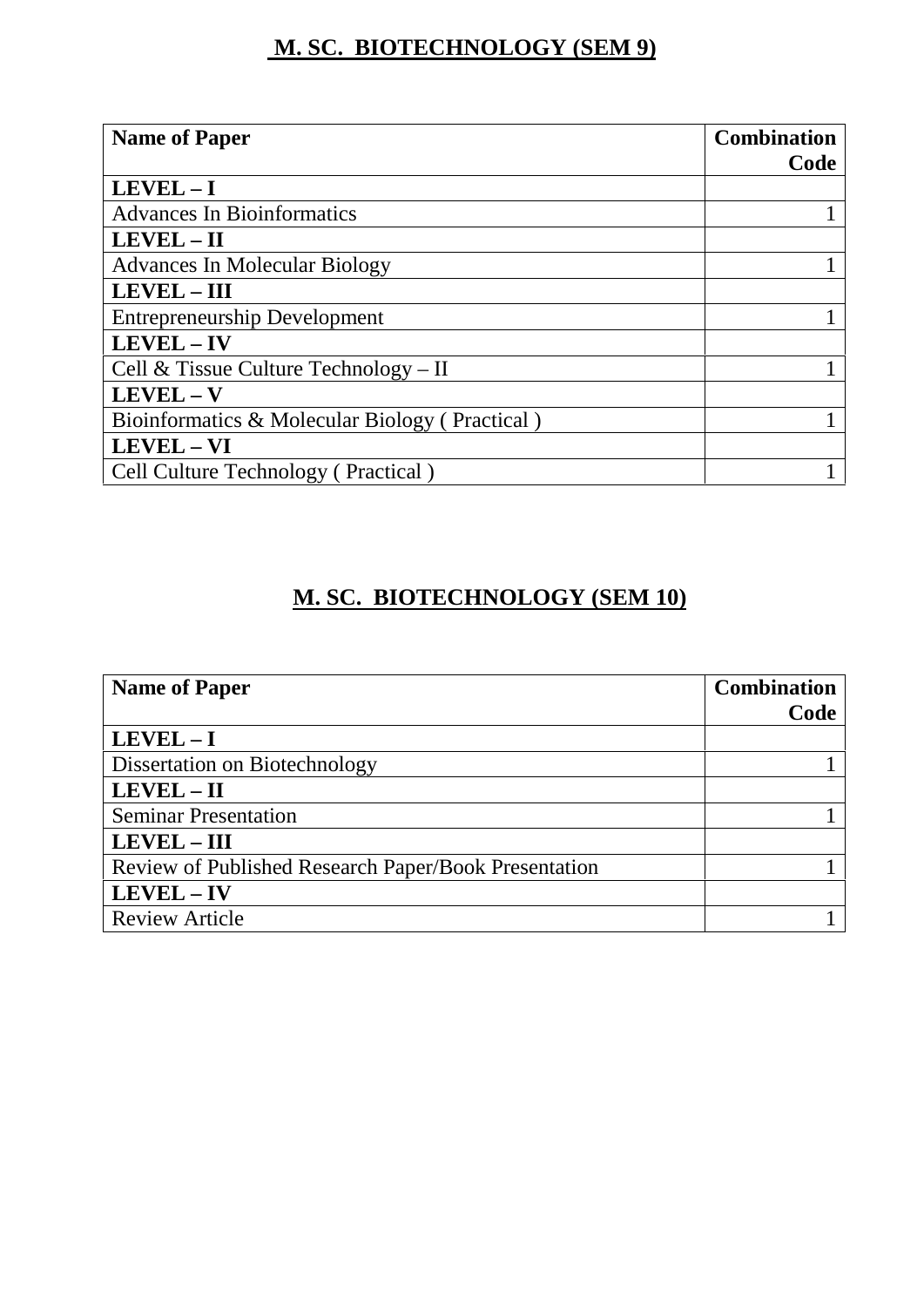## M. SC. BIOTECHNOLOGY (SEM 9)

| Name of Paper | Combination Code |
|---|---|
| **LEVEL – I** | |
| Advances In Bioinformatics | 1 |
| **LEVEL – II** | |
| Advances In Molecular Biology | 1 |
| **LEVEL – III** | |
| Entrepreneurship Development | 1 |
| **LEVEL – IV** | |
| Cell & Tissue Culture Technology – II | 1 |
| **LEVEL – V** | |
| Bioinformatics & Molecular Biology ( Practical ) | 1 |
| **LEVEL – VI** | |
| Cell Culture Technology ( Practical ) | 1 |

## M. SC. BIOTECHNOLOGY (SEM 10)

| Name of Paper | Combination Code |
|---|---|
| **LEVEL – I** | |
| Dissertation on Biotechnology | 1 |
| **LEVEL – II** | |
| Seminar Presentation | 1 |
| **LEVEL – III** | |
| Review of Published Research Paper/Book Presentation | 1 |
| **LEVEL – IV** | |
| Review Article | 1 |